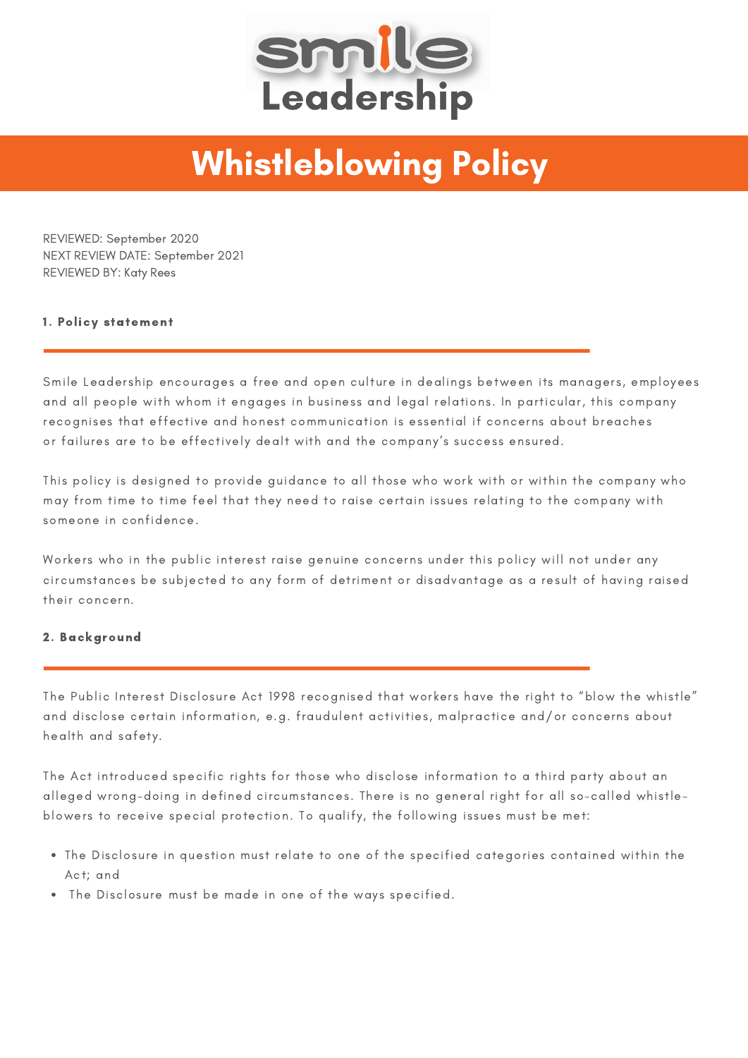Smile Leadership

# Whistleblowing Policy

REVIEWED: September 2020
NEXT REVIEW DATE: September 2021
REVIEWED BY: Katy Rees

## 1. Policy statement

Smile Leadership encourages a free and open culture in dealings between its managers, employees and all people with whom it engages in business and legal relations. In particular, this company recognises that effective and honest communication is essential if concerns about breaches or failures are to be effectively dealt with and the company's success ensured.

This policy is designed to provide guidance to all those who work with or within the company who may from time to time feel that they need to raise certain issues relating to the company with someone in confidence.

Workers who in the public interest raise genuine concerns under this policy will not under any circumstances be subjected to any form of detriment or disadvantage as a result of having raised their concern.

## 2. Background

The Public Interest Disclosure Act 1998 recognised that workers have the right to "blow the whistle" and disclose certain information, e.g. fraudulent activities, malpractice and/or concerns about health and safety.

The Act introduced specific rights for those who disclose information to a third party about an alleged wrong-doing in defined circumstances. There is no general right for all so-called whistle-blowers to receive special protection. To qualify, the following issues must be met:

- The Disclosure in question must relate to one of the specified categories contained within the Act; and
- The Disclosure must be made in one of the ways specified.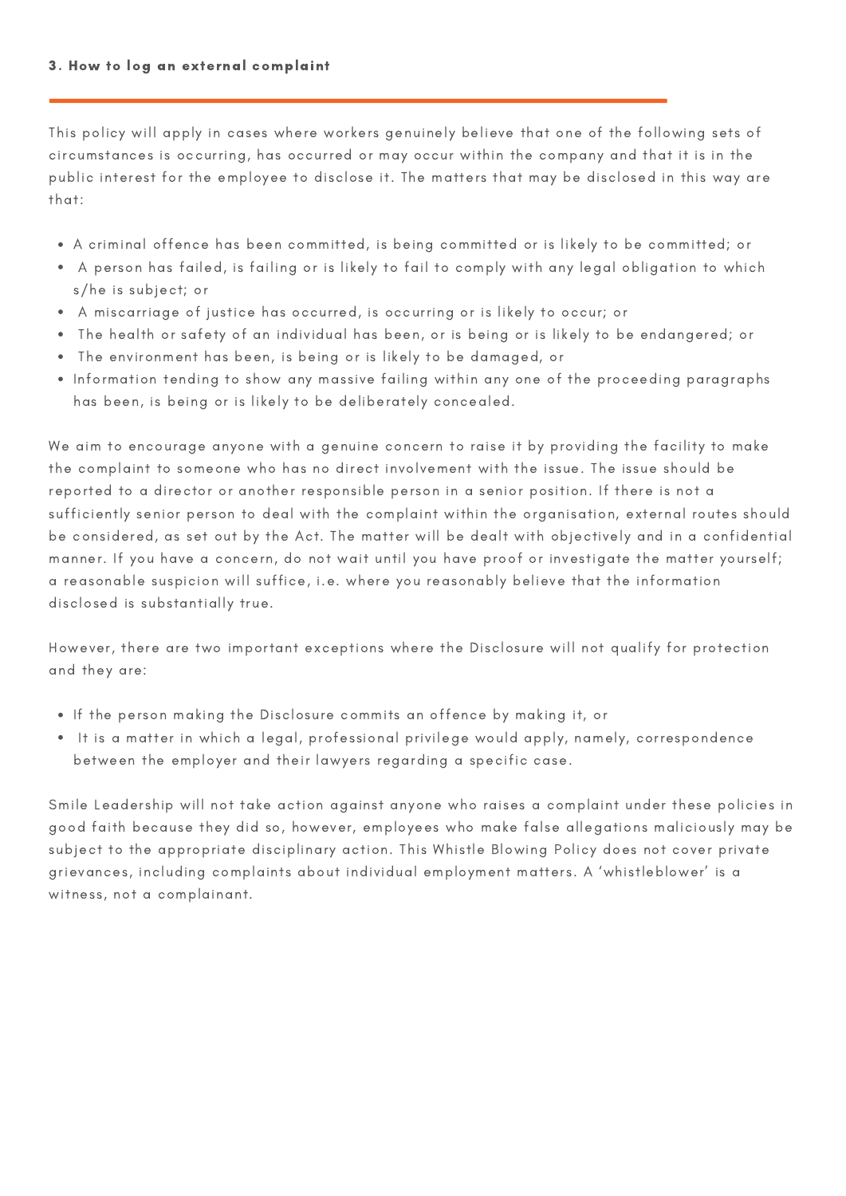### 3. How to log an external complaint

This policy will apply in cases where workers genuinely believe that one of the following sets of circumstances is occurring, has occurred or may occur within the company and that it is in the public interest for the employee to disclose it. The matters that may be disclosed in this way are that:

- A criminal offence has been committed, is being committed or is likely to be committed; or
- A person has failed, is failing or is likely to fail to comply with any legal obligation to which s/he is subject; or
- A miscarriage of justice has occurred, is occurring or is likely to occur; or
- The health or safety of an individual has been, or is being or is likely to be endangered; or
- The environment has been, is being or is likely to be damaged, or
- Information tending to show any massive failing within any one of the proceeding paragraphs has been, is being or is likely to be deliberately concealed.

We aim to encourage anyone with a genuine concern to raise it by providing the facility to make the complaint to someone who has no direct involvement with the issue. The issue should be reported to a director or another responsible person in a senior position. If there is not a sufficiently senior person to deal with the complaint within the organisation, external routes should be considered, as set out by the Act. The matter will be dealt with objectively and in a confidential manner. If you have a concern, do not wait until you have proof or investigate the matter yourself; a reasonable suspicion will suffice, i.e. where you reasonably believe that the information disclosed is substantially true.

However, there are two important exceptions where the Disclosure will not qualify for protection and they are:

- If the person making the Disclosure commits an offence by making it, or
- It is a matter in which a legal, professional privilege would apply, namely, correspondence between the employer and their lawyers regarding a specific case.

Smile Leadership will not take action against anyone who raises a complaint under these policies in good faith because they did so, however, employees who make false allegations maliciously may be subject to the appropriate disciplinary action. This Whistle Blowing Policy does not cover private grievances, including complaints about individual employment matters. A 'whistleblower' is a witness, not a complainant.